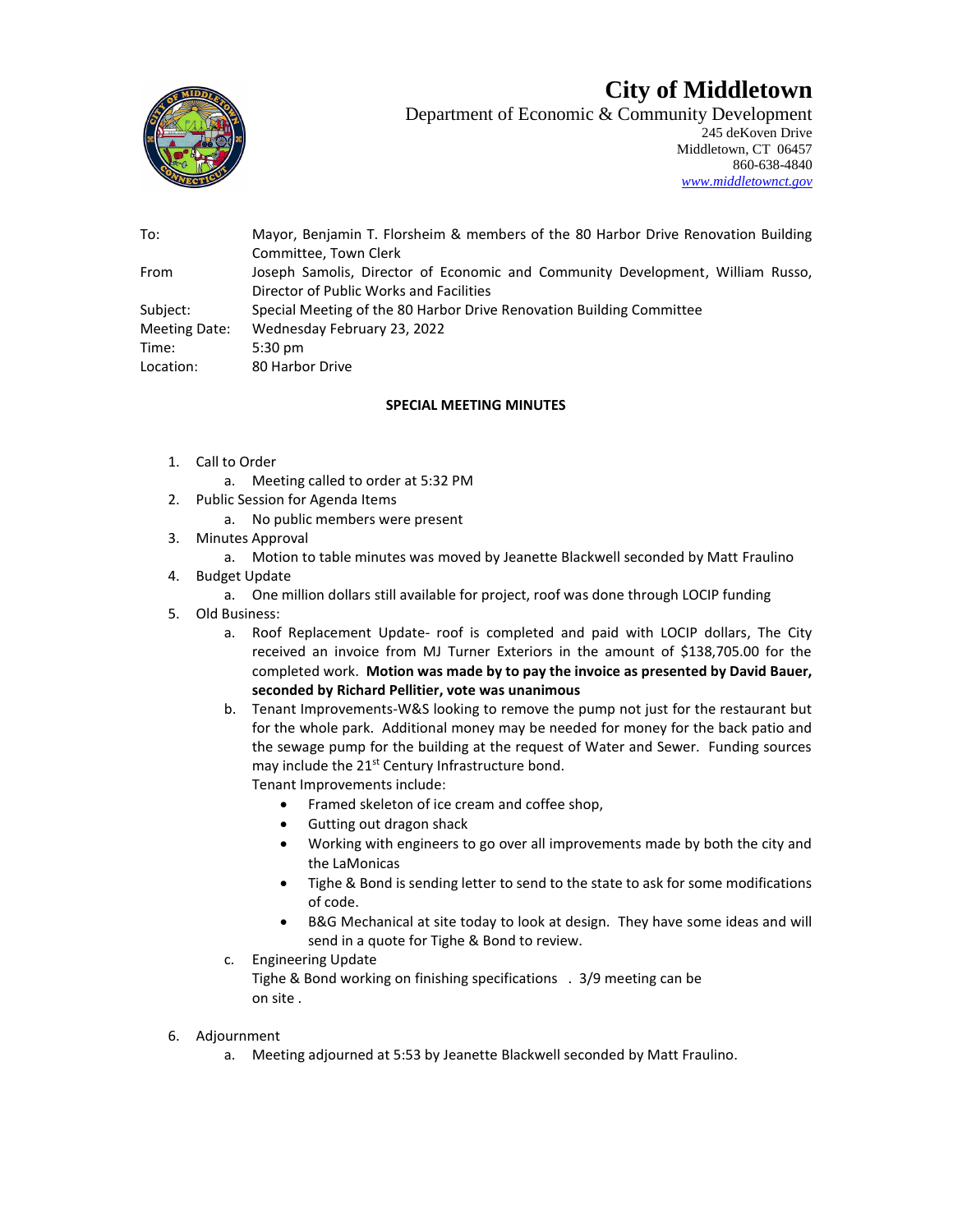# City of Middletown

Department of Economic & Community Development
245 deKoven Drive
Middletown, CT 06457
860-638-4840
www.middletownct.gov

| | |
|---|---|
| To: | Mayor, Benjamin T. Florsheim & members of the 80 Harbor Drive Renovation Building Committee, Town Clerk |
| From | Joseph Samolis, Director of Economic and Community Development, William Russo, Director of Public Works and Facilities |
| Subject: | Special Meeting of the 80 Harbor Drive Renovation Building Committee |
| Meeting Date: | Wednesday February 23, 2022 |
| Time: | 5:30 pm |
| Location: | 80 Harbor Drive |

**SPECIAL MEETING MINUTES**

1. Call to Order
   a. Meeting called to order at 5:32 PM
2. Public Session for Agenda Items
   a. No public members were present
3. Minutes Approval
   a. Motion to table minutes was moved by Jeanette Blackwell seconded by Matt Fraulino
4. Budget Update
   a. One million dollars still available for project, roof was done through LOCIP funding
5. Old Business:
   a. Roof Replacement Update- roof is completed and paid with LOCIP dollars, The City received an invoice from MJ Turner Exteriors in the amount of $138,705.00 for the completed work. **Motion was made by to pay the invoice as presented by David Bauer, seconded by Richard Pellitier, vote was unanimous**
   b. Tenant Improvements-W&S looking to remove the pump not just for the restaurant but for the whole park. Additional money may be needed for money for the back patio and the sewage pump for the building at the request of Water and Sewer. Funding sources may include the 21st Century Infrastructure bond.
      Tenant Improvements include:
      - Framed skeleton of ice cream and coffee shop,
      - Gutting out dragon shack
      - Working with engineers to go over all improvements made by both the city and the LaMonicas
      - Tighe & Bond is sending letter to send to the state to ask for some modifications of code.
      - B&G Mechanical at site today to look at design. They have some ideas and will send in a quote for Tighe & Bond to review.
   c. Engineering Update
      Tighe & Bond working on finishing specifications . 3/9 meeting can be on site .
6. Adjournment
   a. Meeting adjourned at 5:53 by Jeanette Blackwell seconded by Matt Fraulino.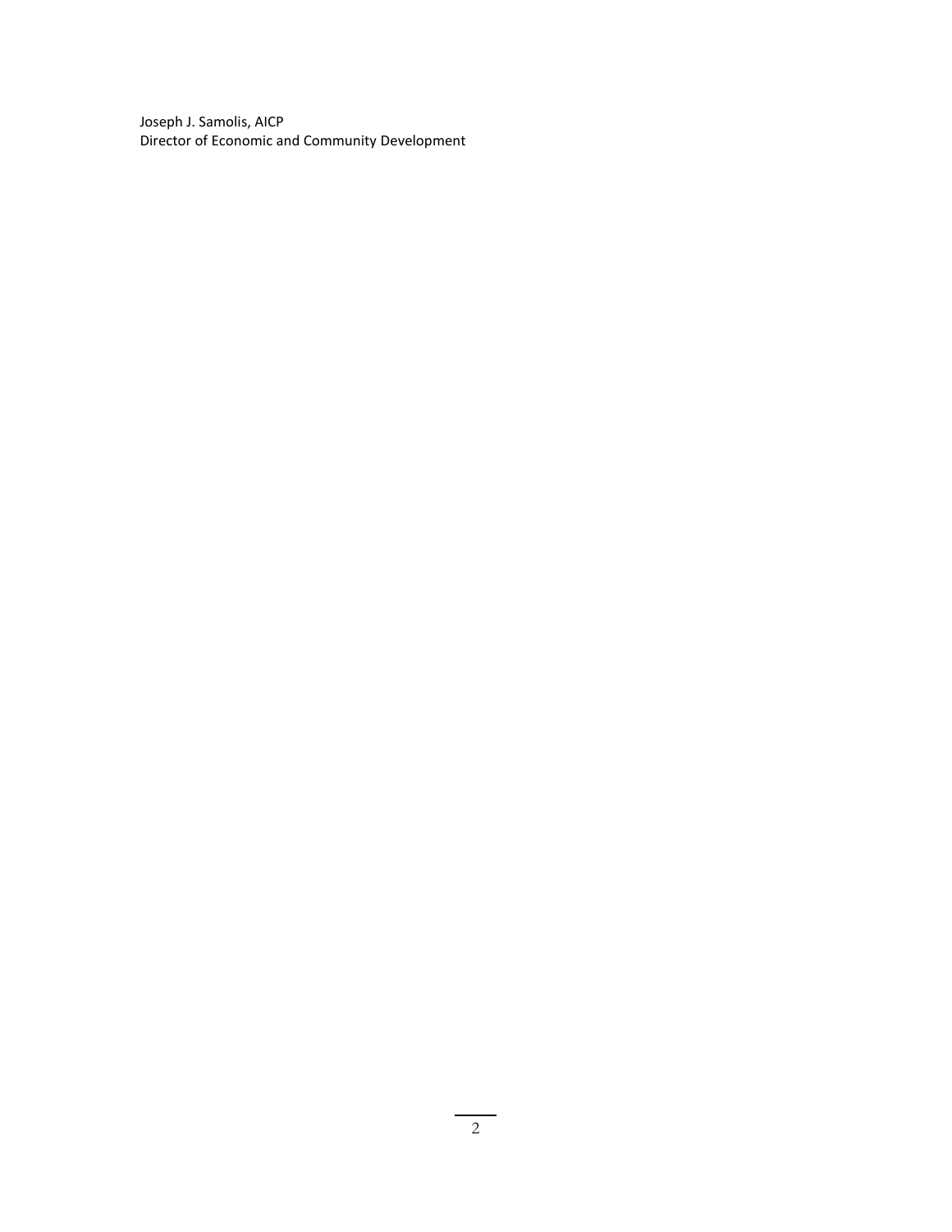Joseph J. Samolis, AICP
Director of Economic and Community Development